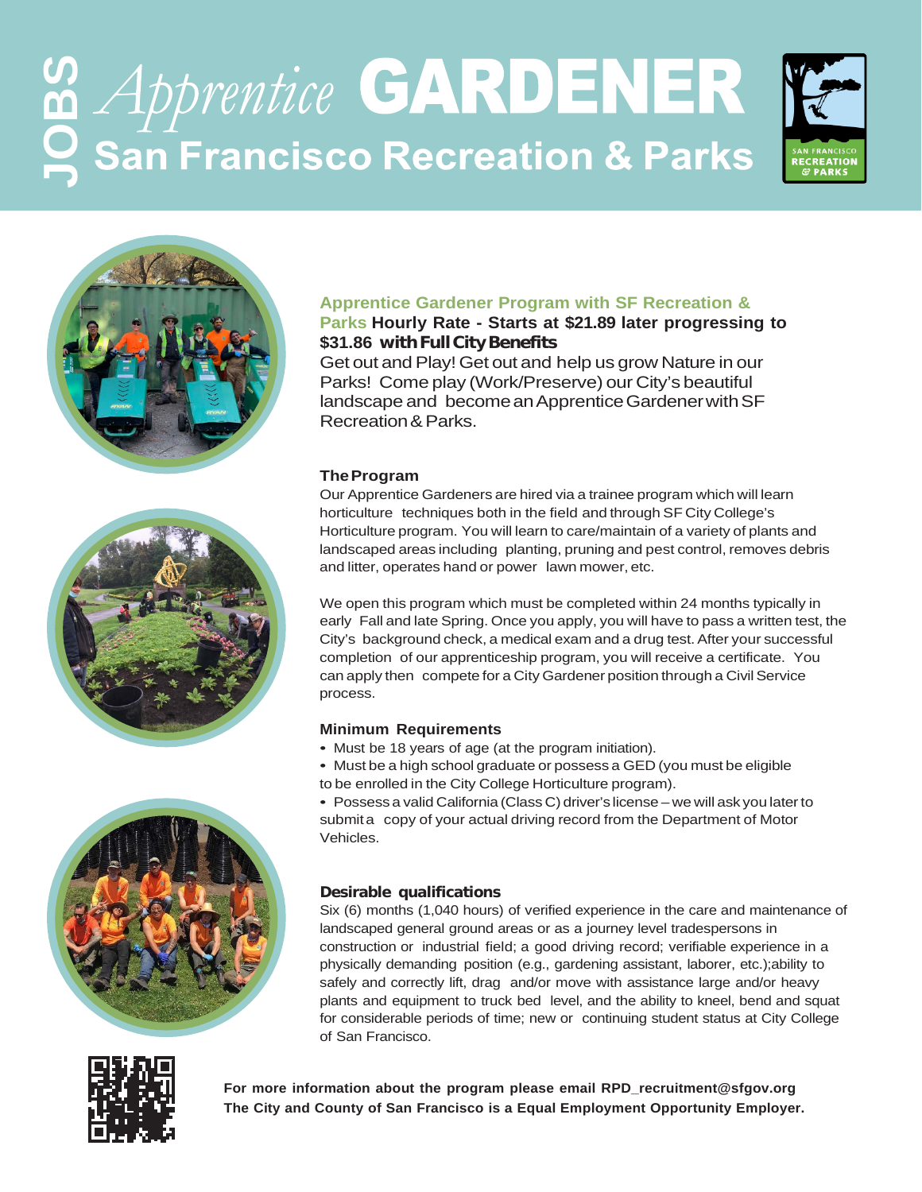# JOBS *Apprentice* GARDENER

## San Francisco Recreation & Parks

**Apprentice Gardener Program with SF Recreation & Parks Hourly Rate - Starts at $21.89 later progressing to $31.86 with Full City Benefits**

Get out and Play! Get out and help us grow Nature in our Parks! Come play (Work/Preserve) our City's beautiful landscape and become an Apprentice Gardener with SF Recreation & Parks.

### The Program

Our Apprentice Gardeners are hired via a trainee program which will learn horticulture techniques both in the field and through SF City College's Horticulture program. You will learn to care/maintain of a variety of plants and landscaped areas including planting, pruning and pest control, removes debris and litter, operates hand or power lawn mower, etc.

We open this program which must be completed within 24 months typically in early Fall and late Spring. Once you apply, you will have to pass a written test, the City's background check, a medical exam and a drug test. After your successful completion of our apprenticeship program, you will receive a certificate. You can apply then compete for a City Gardener position through a Civil Service process.

### Minimum Requirements

- Must be 18 years of age (at the program initiation).
- Must be a high school graduate or possess a GED (you must be eligible to be enrolled in the City College Horticulture program).
- Possess a valid California (Class C) driver's license – we will ask you later to submit a copy of your actual driving record from the Department of Motor Vehicles.

### Desirable qualifications

Six (6) months (1,040 hours) of verified experience in the care and maintenance of landscaped general ground areas or as a journey level tradespersons in construction or industrial field; a good driving record; verifiable experience in a physically demanding position (e.g., gardening assistant, laborer, etc.);ability to safely and correctly lift, drag and/or move with assistance large and/or heavy plants and equipment to truck bed level, and the ability to kneel, bend and squat for considerable periods of time; new or continuing student status at City College of San Francisco.

**For more information about the program please email RPD_recruitment@sfgov.org**
**The City and County of San Francisco is a Equal Employment Opportunity Employer.**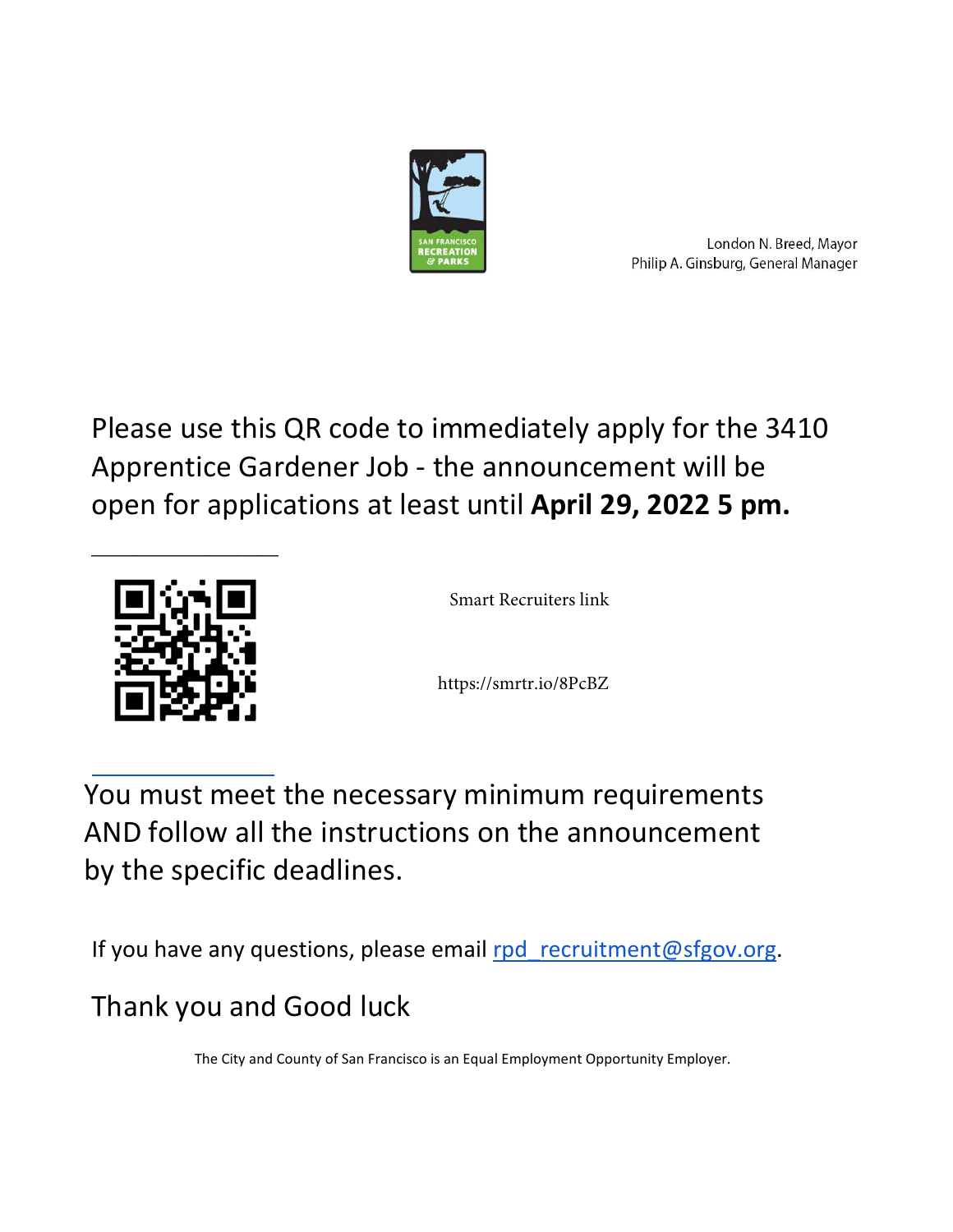London N. Breed, Mayor
Philip A. Ginsburg, General Manager

Please use this QR code to immediately apply for the 3410 Apprentice Gardener Job - the announcement will be open for applications at least until **April 29, 2022 5 pm.**

Smart Recruiters link

https://smrtr.io/8PcBZ

You must meet the necessary minimum requirements AND follow all the instructions on the announcement by the specific deadlines.

If you have any questions, please email rpd_recruitment@sfgov.org.

Thank you and Good luck

The City and County of San Francisco is an Equal Employment Opportunity Employer.